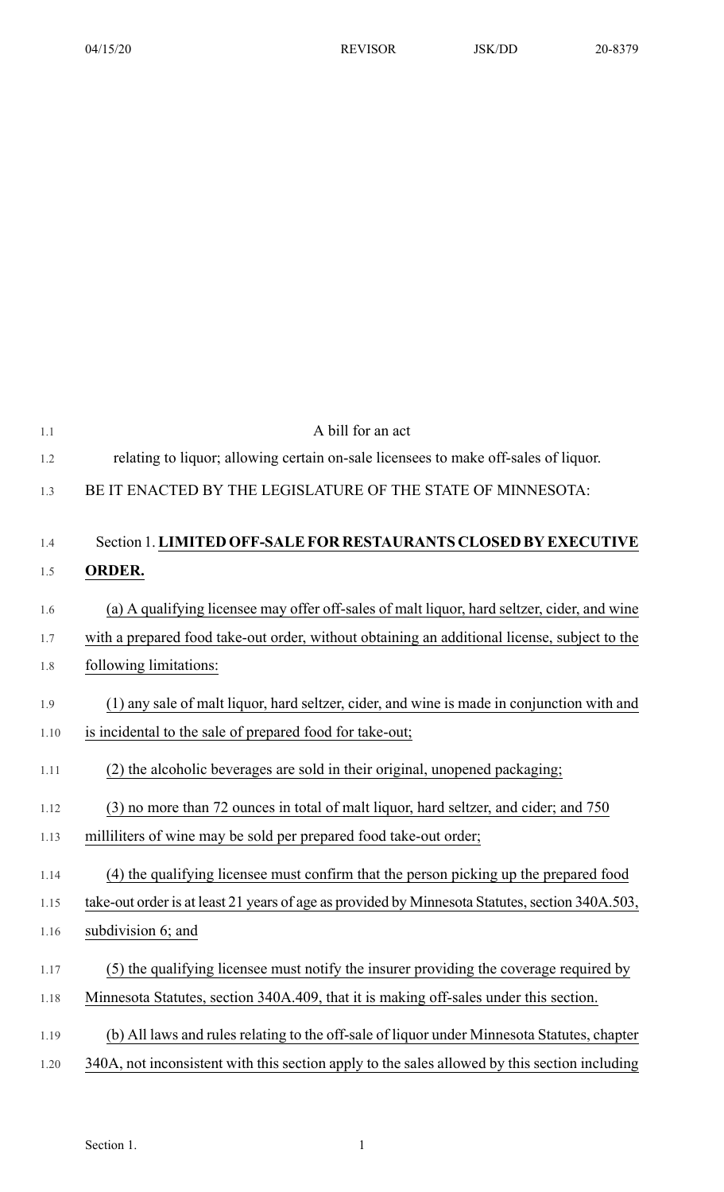A bill for an act

relating to liquor; allowing certain on-sale licensees to make off-sales of liquor.

BE IT ENACTED BY THE LEGISLATURE OF THE STATE OF MINNESOTA:

Section 1. **LIMITED OFF-SALE FOR RESTAURANTS CLOSED BY EXECUTIVE ORDER.**

(a) A qualifying licensee may offer off-sales of malt liquor, hard seltzer, cider, and wine with a prepared food take-out order, without obtaining an additional license, subject to the following limitations:

(1) any sale of malt liquor, hard seltzer, cider, and wine is made in conjunction with and is incidental to the sale of prepared food for take-out;

(2) the alcoholic beverages are sold in their original, unopened packaging;

(3) no more than 72 ounces in total of malt liquor, hard seltzer, and cider; and 750 milliliters of wine may be sold per prepared food take-out order;

(4) the qualifying licensee must confirm that the person picking up the prepared food take-out order is at least 21 years of age as provided by Minnesota Statutes, section 340A.503, subdivision 6; and

(5) the qualifying licensee must notify the insurer providing the coverage required by Minnesota Statutes, section 340A.409, that it is making off-sales under this section.

(b) All laws and rules relating to the off-sale of liquor under Minnesota Statutes, chapter 340A, not inconsistent with this section apply to the sales allowed by this section including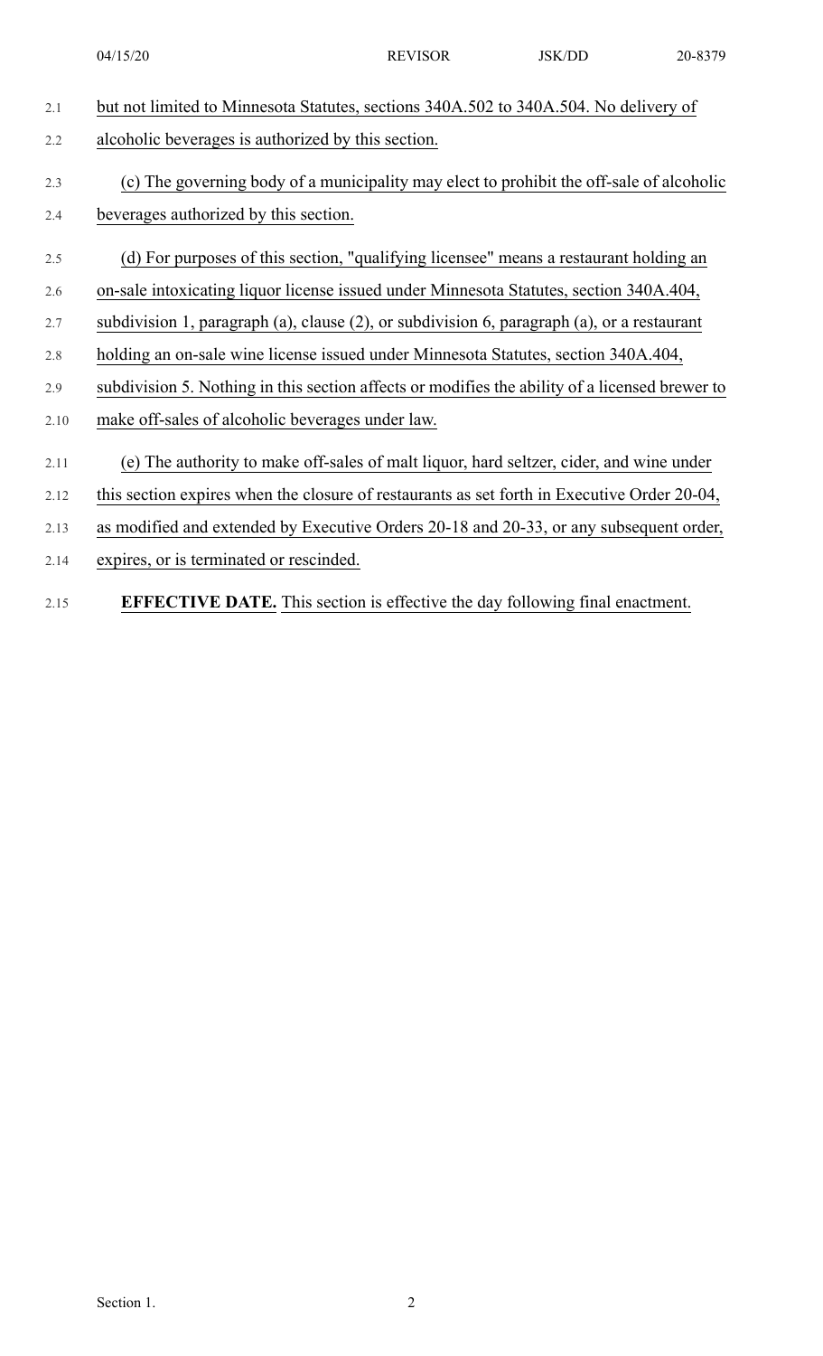but not limited to Minnesota Statutes, sections 340A.502 to 340A.504. No delivery of alcoholic beverages is authorized by this section.

(c) The governing body of a municipality may elect to prohibit the off-sale of alcoholic beverages authorized by this section.

(d) For purposes of this section, "qualifying licensee" means a restaurant holding an on-sale intoxicating liquor license issued under Minnesota Statutes, section 340A.404, subdivision 1, paragraph (a), clause (2), or subdivision 6, paragraph (a), or a restaurant holding an on-sale wine license issued under Minnesota Statutes, section 340A.404, subdivision 5. Nothing in this section affects or modifies the ability of a licensed brewer to make off-sales of alcoholic beverages under law.

(e) The authority to make off-sales of malt liquor, hard seltzer, cider, and wine under this section expires when the closure of restaurants as set forth in Executive Order 20-04, as modified and extended by Executive Orders 20-18 and 20-33, or any subsequent order, expires, or is terminated or rescinded.

**EFFECTIVE DATE.** This section is effective the day following final enactment.